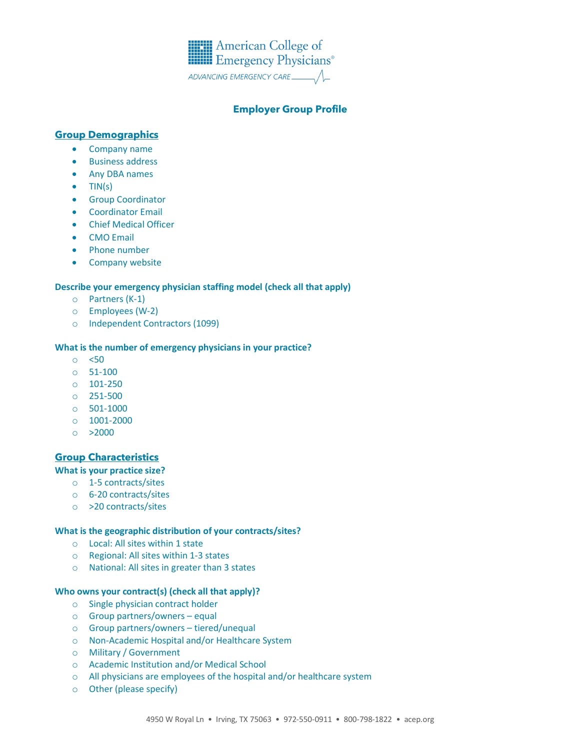American College of Emergency Physicians®

*ADVANCING EMERGENCY CARE*

# Employer Group Profile

## Group Demographics

- Company name
- Business address
- Any DBA names
- TIN(s)
- Group Coordinator
- Coordinator Email
- Chief Medical Officer
- CMO Email
- Phone number
- Company website

**Describe your emergency physician staffing model (check all that apply)**

- ○ Partners (K-1)
- ○ Employees (W-2)
- ○ Independent Contractors (1099)

**What is the number of emergency physicians in your practice?**

- ○ <50
- ○ 51-100
- ○ 101-250
- ○ 251-500
- ○ 501-1000
- ○ 1001-2000
- ○ >2000

## Group Characteristics

**What is your practice size?**

- ○ 1-5 contracts/sites
- ○ 6-20 contracts/sites
- ○ >20 contracts/sites

**What is the geographic distribution of your contracts/sites?**

- ○ Local: All sites within 1 state
- ○ Regional: All sites within 1-3 states
- ○ National: All sites in greater than 3 states

**Who owns your contract(s) (check all that apply)?**

- ○ Single physician contract holder
- ○ Group partners/owners – equal
- ○ Group partners/owners – tiered/unequal
- ○ Non-Academic Hospital and/or Healthcare System
- ○ Military / Government
- ○ Academic Institution and/or Medical School
- ○ All physicians are employees of the hospital and/or healthcare system
- ○ Other (please specify)

4950 W Royal Ln • Irving, TX 75063 • 972-550-0911 • 800-798-1822 • acep.org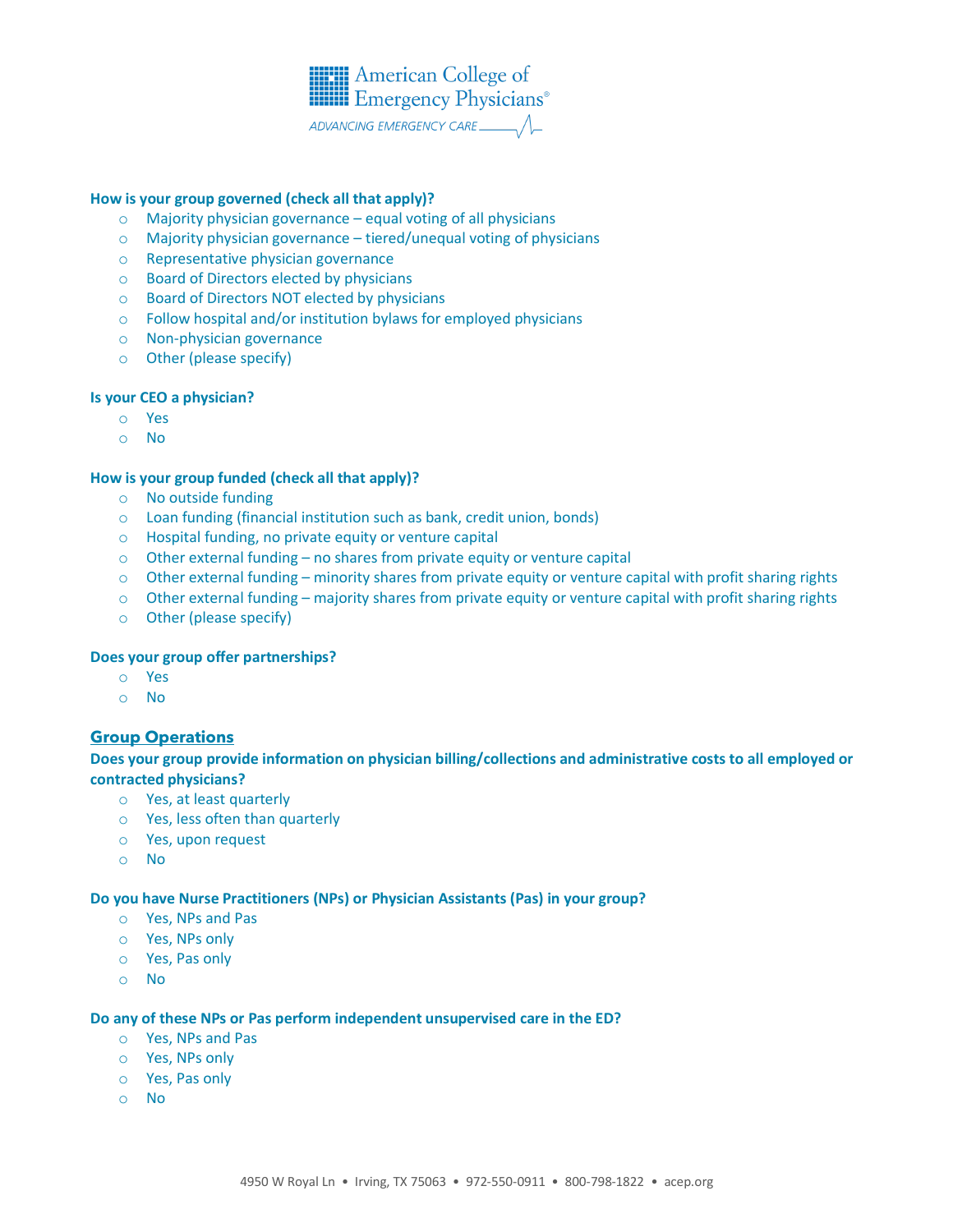**How is your group governed (check all that apply)?**

- Majority physician governance – equal voting of all physicians
- Majority physician governance – tiered/unequal voting of physicians
- Representative physician governance
- Board of Directors elected by physicians
- Board of Directors NOT elected by physicians
- Follow hospital and/or institution bylaws for employed physicians
- Non-physician governance
- Other (please specify)

**Is your CEO a physician?**

- Yes
- No

**How is your group funded (check all that apply)?**

- No outside funding
- Loan funding (financial institution such as bank, credit union, bonds)
- Hospital funding, no private equity or venture capital
- Other external funding – no shares from private equity or venture capital
- Other external funding – minority shares from private equity or venture capital with profit sharing rights
- Other external funding – majority shares from private equity or venture capital with profit sharing rights
- Other (please specify)

**Does your group offer partnerships?**

- Yes
- No

## Group Operations

**Does your group provide information on physician billing/collections and administrative costs to all employed or contracted physicians?**

- Yes, at least quarterly
- Yes, less often than quarterly
- Yes, upon request
- No

**Do you have Nurse Practitioners (NPs) or Physician Assistants (Pas) in your group?**

- Yes, NPs and Pas
- Yes, NPs only
- Yes, Pas only
- No

**Do any of these NPs or Pas perform independent unsupervised care in the ED?**

- Yes, NPs and Pas
- Yes, NPs only
- Yes, Pas only
- No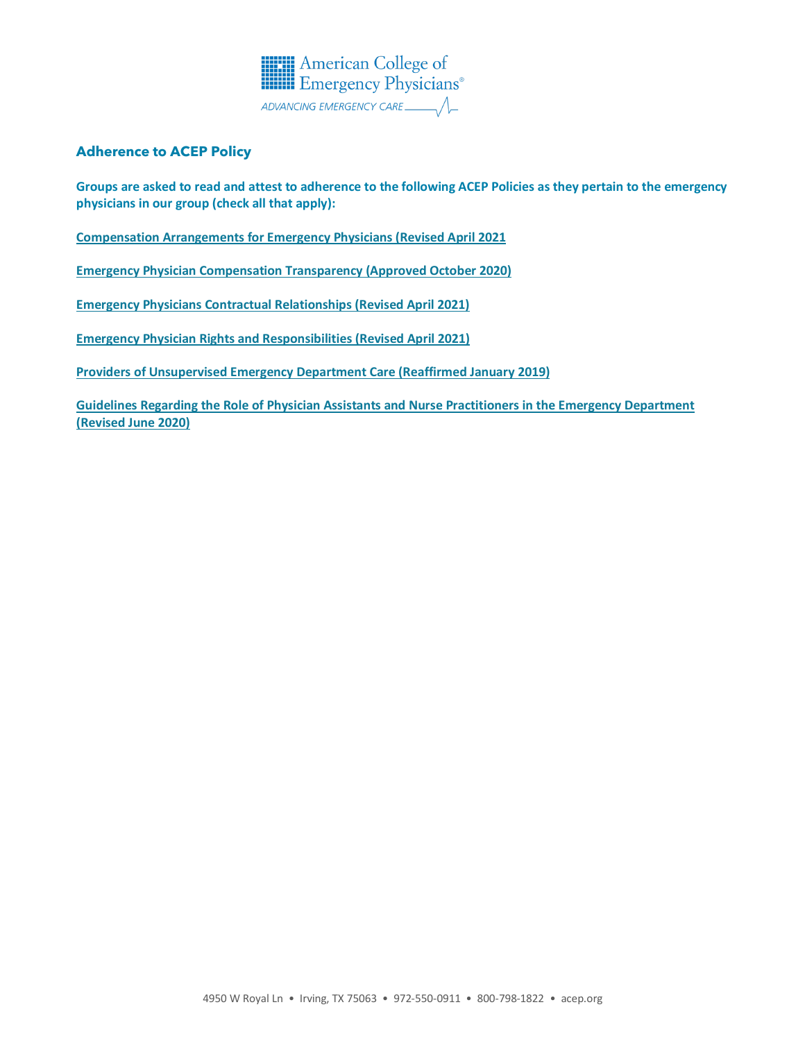## Adherence to ACEP Policy

**Groups are asked to read and attest to adherence to the following ACEP Policies as they pertain to the emergency physicians in our group (check all that apply):**

**Compensation Arrangements for Emergency Physicians (Revised April 2021**

**Emergency Physician Compensation Transparency (Approved October 2020)**

**Emergency Physicians Contractual Relationships (Revised April 2021)**

**Emergency Physician Rights and Responsibilities (Revised April 2021)**

**Providers of Unsupervised Emergency Department Care (Reaffirmed January 2019)**

**Guidelines Regarding the Role of Physician Assistants and Nurse Practitioners in the Emergency Department (Revised June 2020)**